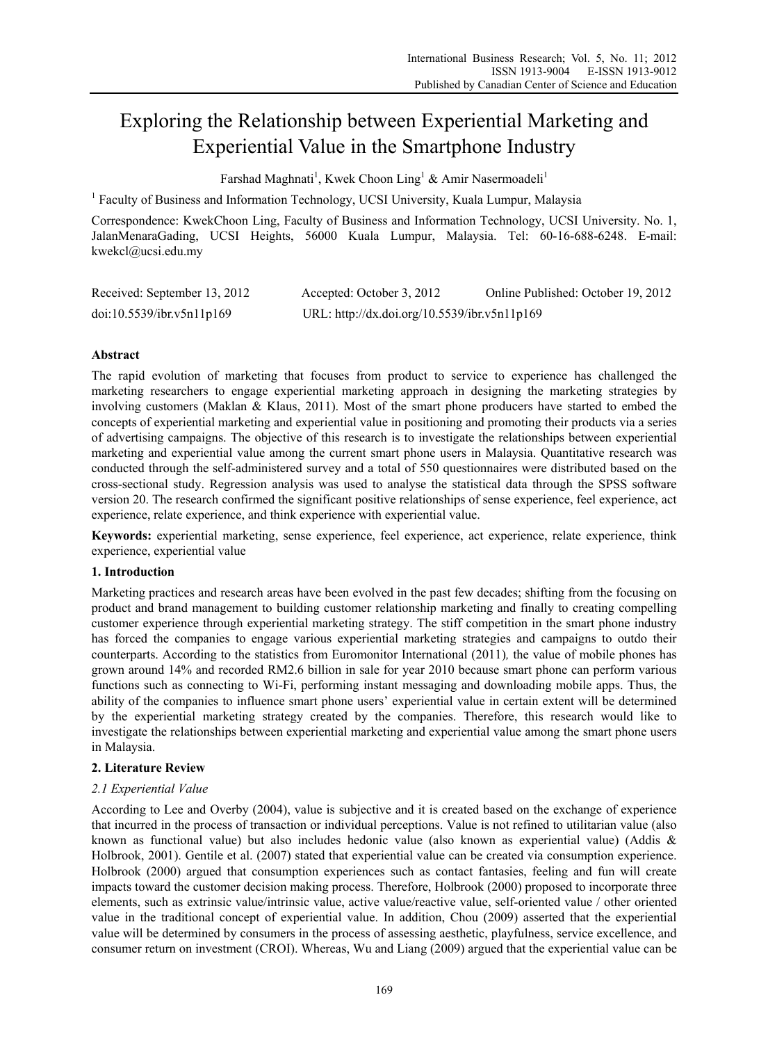# Exploring the Relationship between Experiential Marketing and Experiential Value in the Smartphone Industry

Farshad Maghnati[1], Kwek Choon Ling[1] & Amir Nasermoadeli[1]

[1] Faculty of Business and Information Technology, UCSI University, Kuala Lumpur, Malaysia

Correspondence: KwekChoon Ling, Faculty of Business and Information Technology, UCSI University. No. 1, JalanMenaraGading, UCSI Heights, 56000 Kuala Lumpur, Malaysia. Tel: 60-16-688-6248. E-mail: kwekcl@ucsi.edu.my

Received: September 13, 2012 Accepted: October 3, 2012 Online Published: October 19, 2012

doi:10.5539/ibr.v5n11p169 URL: http://dx.doi.org/10.5539/ibr.v5n11p169

## Abstract

The rapid evolution of marketing that focuses from product to service to experience has challenged the marketing researchers to engage experiential marketing approach in designing the marketing strategies by involving customers (Maklan & Klaus, 2011). Most of the smart phone producers have started to embed the concepts of experiential marketing and experiential value in positioning and promoting their products via a series of advertising campaigns. The objective of this research is to investigate the relationships between experiential marketing and experiential value among the current smart phone users in Malaysia. Quantitative research was conducted through the self-administered survey and a total of 550 questionnaires were distributed based on the cross-sectional study. Regression analysis was used to analyse the statistical data through the SPSS software version 20. The research confirmed the significant positive relationships of sense experience, feel experience, act experience, relate experience, and think experience with experiential value.

**Keywords:** experiential marketing, sense experience, feel experience, act experience, relate experience, think experience, experiential value

## 1. Introduction

Marketing practices and research areas have been evolved in the past few decades; shifting from the focusing on product and brand management to building customer relationship marketing and finally to creating compelling customer experience through experiential marketing strategy. The stiff competition in the smart phone industry has forced the companies to engage various experiential marketing strategies and campaigns to outdo their counterparts. According to the statistics from Euromonitor International (2011)*,* the value of mobile phones has grown around 14% and recorded RM2.6 billion in sale for year 2010 because smart phone can perform various functions such as connecting to Wi-Fi, performing instant messaging and downloading mobile apps. Thus, the ability of the companies to influence smart phone users' experiential value in certain extent will be determined by the experiential marketing strategy created by the companies. Therefore, this research would like to investigate the relationships between experiential marketing and experiential value among the smart phone users in Malaysia.

## 2. Literature Review

### *2.1 Experiential Value*

According to Lee and Overby (2004), value is subjective and it is created based on the exchange of experience that incurred in the process of transaction or individual perceptions. Value is not refined to utilitarian value (also known as functional value) but also includes hedonic value (also known as experiential value) (Addis & Holbrook, 2001). Gentile et al. (2007) stated that experiential value can be created via consumption experience. Holbrook (2000) argued that consumption experiences such as contact fantasies, feeling and fun will create impacts toward the customer decision making process. Therefore, Holbrook (2000) proposed to incorporate three elements, such as extrinsic value/intrinsic value, active value/reactive value, self-oriented value / other oriented value in the traditional concept of experiential value. In addition, Chou (2009) asserted that the experiential value will be determined by consumers in the process of assessing aesthetic, playfulness, service excellence, and consumer return on investment (CROI). Whereas, Wu and Liang (2009) argued that the experiential value can be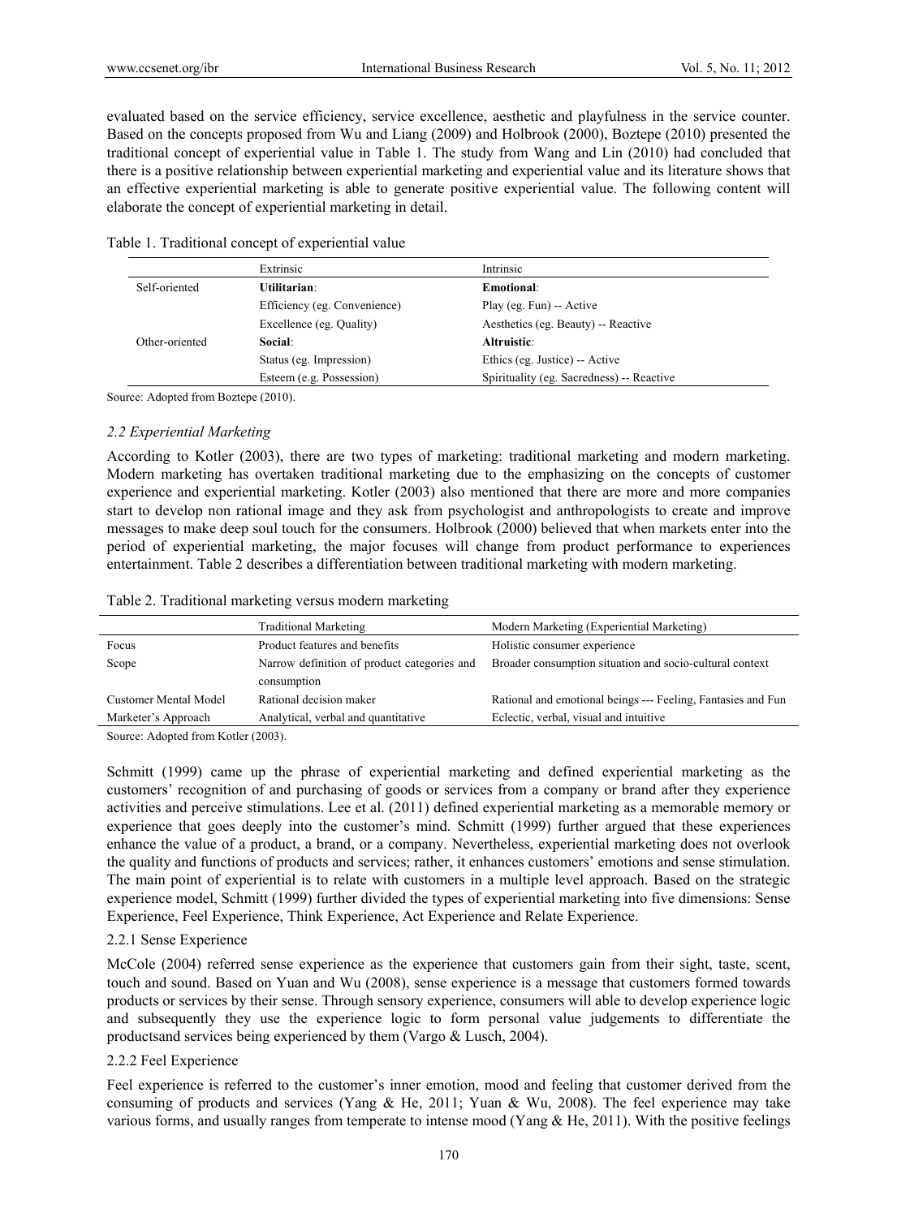evaluated based on the service efficiency, service excellence, aesthetic and playfulness in the service counter. Based on the concepts proposed from Wu and Liang (2009) and Holbrook (2000), Boztepe (2010) presented the traditional concept of experiential value in Table 1. The study from Wang and Lin (2010) had concluded that there is a positive relationship between experiential marketing and experiential value and its literature shows that an effective experiential marketing is able to generate positive experiential value. The following content will elaborate the concept of experiential marketing in detail.

Table 1. Traditional concept of experiential value

| | Extrinsic | Intrinsic |
|---|---|---|
| Self-oriented | **Utilitarian**: | **Emotional**: |
| | Efficiency (eg. Convenience) | Play (eg. Fun) -- Active |
| | Excellence (eg. Quality) | Aesthetics (eg. Beauty) -- Reactive |
| Other-oriented | **Social**: | **Altruistic**: |
| | Status (eg. Impression) | Ethics (eg. Justice) -- Active |
| | Esteem (e.g. Possession) | Spirituality (eg. Sacredness) -- Reactive |

Source: Adopted from Boztepe (2010).

### *2.2 Experiential Marketing*

According to Kotler (2003), there are two types of marketing: traditional marketing and modern marketing. Modern marketing has overtaken traditional marketing due to the emphasizing on the concepts of customer experience and experiential marketing. Kotler (2003) also mentioned that there are more and more companies start to develop non rational image and they ask from psychologist and anthropologists to create and improve messages to make deep soul touch for the consumers. Holbrook (2000) believed that when markets enter into the period of experiential marketing, the major focuses will change from product performance to experiences entertainment. Table 2 describes a differentiation between traditional marketing with modern marketing.

Table 2. Traditional marketing versus modern marketing

| | Traditional Marketing | Modern Marketing (Experiential Marketing) |
|---|---|---|
| Focus | Product features and benefits | Holistic consumer experience |
| Scope | Narrow definition of product categories and consumption | Broader consumption situation and socio-cultural context |
| Customer Mental Model | Rational decision maker | Rational and emotional beings --- Feeling, Fantasies and Fun |
| Marketer's Approach | Analytical, verbal and quantitative | Eclectic, verbal, visual and intuitive |

Source: Adopted from Kotler (2003).

Schmitt (1999) came up the phrase of experiential marketing and defined experiential marketing as the customers' recognition of and purchasing of goods or services from a company or brand after they experience activities and perceive stimulations. Lee et al. (2011) defined experiential marketing as a memorable memory or experience that goes deeply into the customer's mind. Schmitt (1999) further argued that these experiences enhance the value of a product, a brand, or a company. Nevertheless, experiential marketing does not overlook the quality and functions of products and services; rather, it enhances customers' emotions and sense stimulation. The main point of experiential is to relate with customers in a multiple level approach. Based on the strategic experience model, Schmitt (1999) further divided the types of experiential marketing into five dimensions: Sense Experience, Feel Experience, Think Experience, Act Experience and Relate Experience.

#### 2.2.1 Sense Experience

McCole (2004) referred sense experience as the experience that customers gain from their sight, taste, scent, touch and sound. Based on Yuan and Wu (2008), sense experience is a message that customers formed towards products or services by their sense. Through sensory experience, consumers will able to develop experience logic and subsequently they use the experience logic to form personal value judgements to differentiate the productsand services being experienced by them (Vargo & Lusch, 2004).

#### 2.2.2 Feel Experience

Feel experience is referred to the customer's inner emotion, mood and feeling that customer derived from the consuming of products and services (Yang & He, 2011; Yuan & Wu, 2008). The feel experience may take various forms, and usually ranges from temperate to intense mood (Yang & He, 2011). With the positive feelings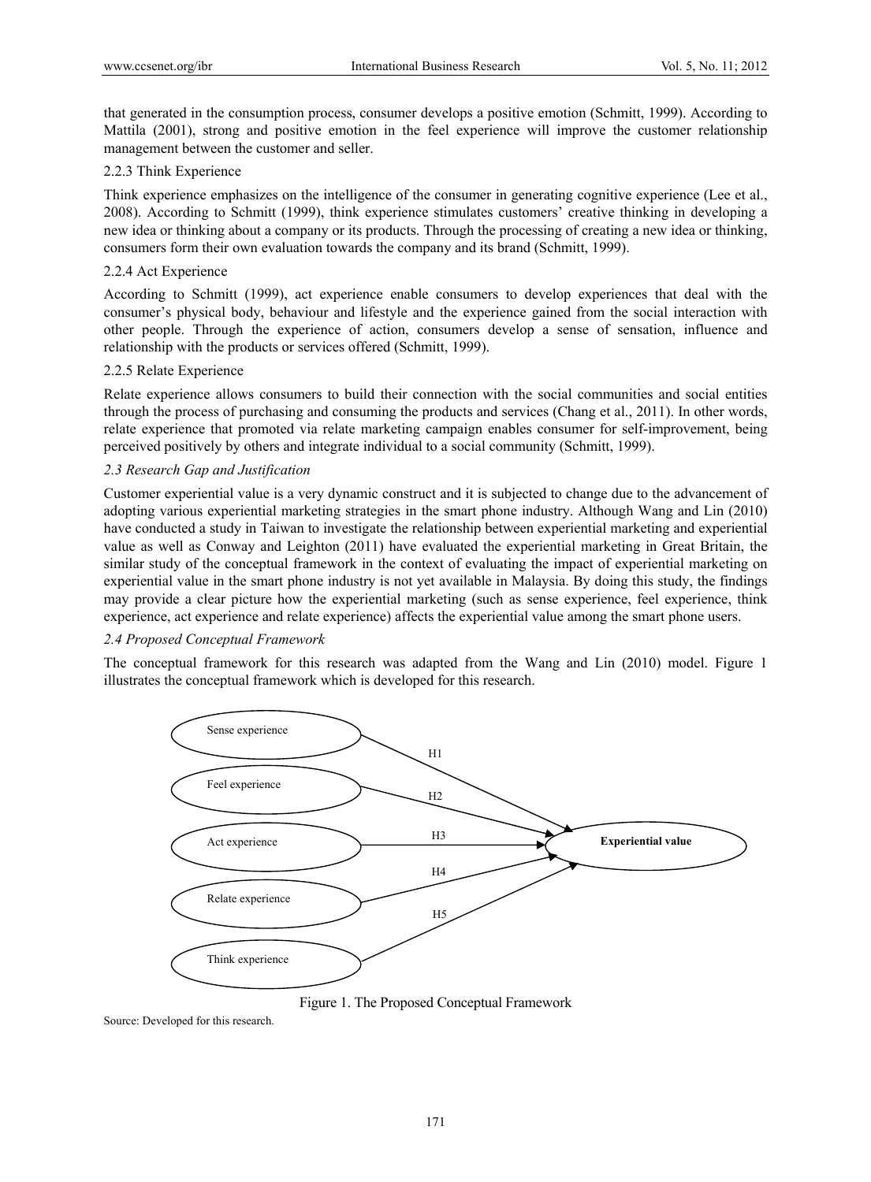that generated in the consumption process, consumer develops a positive emotion (Schmitt, 1999). According to Mattila (2001), strong and positive emotion in the feel experience will improve the customer relationship management between the customer and seller.

### 2.2.3 Think Experience

Think experience emphasizes on the intelligence of the consumer in generating cognitive experience (Lee et al., 2008). According to Schmitt (1999), think experience stimulates customers' creative thinking in developing a new idea or thinking about a company or its products. Through the processing of creating a new idea or thinking, consumers form their own evaluation towards the company and its brand (Schmitt, 1999).

### 2.2.4 Act Experience

According to Schmitt (1999), act experience enable consumers to develop experiences that deal with the consumer's physical body, behaviour and lifestyle and the experience gained from the social interaction with other people. Through the experience of action, consumers develop a sense of sensation, influence and relationship with the products or services offered (Schmitt, 1999).

### 2.2.5 Relate Experience

Relate experience allows consumers to build their connection with the social communities and social entities through the process of purchasing and consuming the products and services (Chang et al., 2011). In other words, relate experience that promoted via relate marketing campaign enables consumer for self-improvement, being perceived positively by others and integrate individual to a social community (Schmitt, 1999).

## *2.3 Research Gap and Justification*

Customer experiential value is a very dynamic construct and it is subjected to change due to the advancement of adopting various experiential marketing strategies in the smart phone industry. Although Wang and Lin (2010) have conducted a study in Taiwan to investigate the relationship between experiential marketing and experiential value as well as Conway and Leighton (2011) have evaluated the experiential marketing in Great Britain, the similar study of the conceptual framework in the context of evaluating the impact of experiential marketing on experiential value in the smart phone industry is not yet available in Malaysia. By doing this study, the findings may provide a clear picture how the experiential marketing (such as sense experience, feel experience, think experience, act experience and relate experience) affects the experiential value among the smart phone users.

## *2.4 Proposed Conceptual Framework*

The conceptual framework for this research was adapted from the Wang and Lin (2010) model. Figure 1 illustrates the conceptual framework which is developed for this research.

Sense experience —H1→ **Experiential value**
Feel experience —H2→ **Experiential value**
Act experience —H3→ **Experiential value**
Relate experience —H4→ **Experiential value**
Think experience —H5→ **Experiential value**

Figure 1. The Proposed Conceptual Framework

Source: Developed for this research.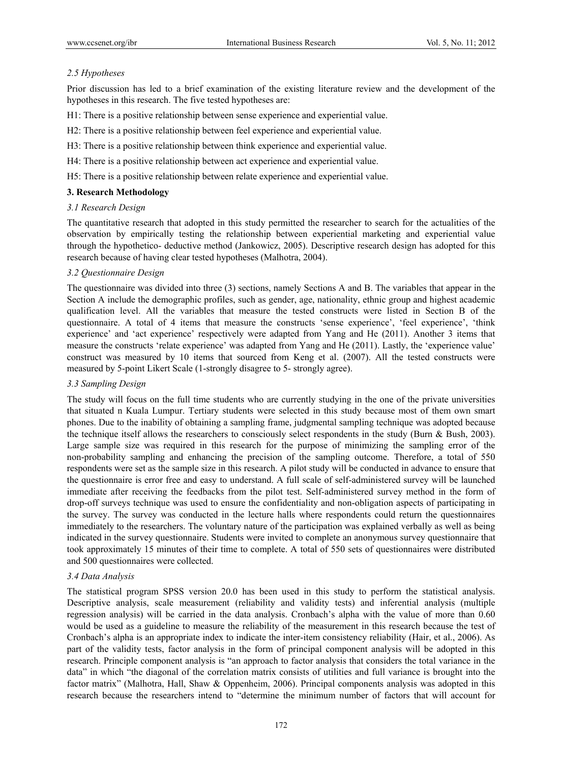### *2.5 Hypotheses*

Prior discussion has led to a brief examination of the existing literature review and the development of the hypotheses in this research. The five tested hypotheses are:

H1: There is a positive relationship between sense experience and experiential value.

H2: There is a positive relationship between feel experience and experiential value.

H3: There is a positive relationship between think experience and experiential value.

H4: There is a positive relationship between act experience and experiential value.

H5: There is a positive relationship between relate experience and experiential value.

## 3. Research Methodology

### *3.1 Research Design*

The quantitative research that adopted in this study permitted the researcher to search for the actualities of the observation by empirically testing the relationship between experiential marketing and experiential value through the hypothetico- deductive method (Jankowicz, 2005). Descriptive research design has adopted for this research because of having clear tested hypotheses (Malhotra, 2004).

### *3.2 Questionnaire Design*

The questionnaire was divided into three (3) sections, namely Sections A and B. The variables that appear in the Section A include the demographic profiles, such as gender, age, nationality, ethnic group and highest academic qualification level. All the variables that measure the tested constructs were listed in Section B of the questionnaire. A total of 4 items that measure the constructs 'sense experience', 'feel experience', 'think experience' and 'act experience' respectively were adapted from Yang and He (2011). Another 3 items that measure the constructs 'relate experience' was adapted from Yang and He (2011). Lastly, the 'experience value' construct was measured by 10 items that sourced from Keng et al. (2007). All the tested constructs were measured by 5-point Likert Scale (1-strongly disagree to 5- strongly agree).

### *3.3 Sampling Design*

The study will focus on the full time students who are currently studying in the one of the private universities that situated n Kuala Lumpur. Tertiary students were selected in this study because most of them own smart phones. Due to the inability of obtaining a sampling frame, judgmental sampling technique was adopted because the technique itself allows the researchers to consciously select respondents in the study (Burn & Bush, 2003). Large sample size was required in this research for the purpose of minimizing the sampling error of the non-probability sampling and enhancing the precision of the sampling outcome. Therefore, a total of 550 respondents were set as the sample size in this research. A pilot study will be conducted in advance to ensure that the questionnaire is error free and easy to understand. A full scale of self-administered survey will be launched immediate after receiving the feedbacks from the pilot test. Self-administered survey method in the form of drop-off surveys technique was used to ensure the confidentiality and non-obligation aspects of participating in the survey. The survey was conducted in the lecture halls where respondents could return the questionnaires immediately to the researchers. The voluntary nature of the participation was explained verbally as well as being indicated in the survey questionnaire. Students were invited to complete an anonymous survey questionnaire that took approximately 15 minutes of their time to complete. A total of 550 sets of questionnaires were distributed and 500 questionnaires were collected.

### *3.4 Data Analysis*

The statistical program SPSS version 20.0 has been used in this study to perform the statistical analysis. Descriptive analysis, scale measurement (reliability and validity tests) and inferential analysis (multiple regression analysis) will be carried in the data analysis. Cronbach's alpha with the value of more than 0.60 would be used as a guideline to measure the reliability of the measurement in this research because the test of Cronbach's alpha is an appropriate index to indicate the inter-item consistency reliability (Hair, et al., 2006). As part of the validity tests, factor analysis in the form of principal component analysis will be adopted in this research. Principle component analysis is "an approach to factor analysis that considers the total variance in the data" in which "the diagonal of the correlation matrix consists of utilities and full variance is brought into the factor matrix" (Malhotra, Hall, Shaw & Oppenheim, 2006). Principal components analysis was adopted in this research because the researchers intend to "determine the minimum number of factors that will account for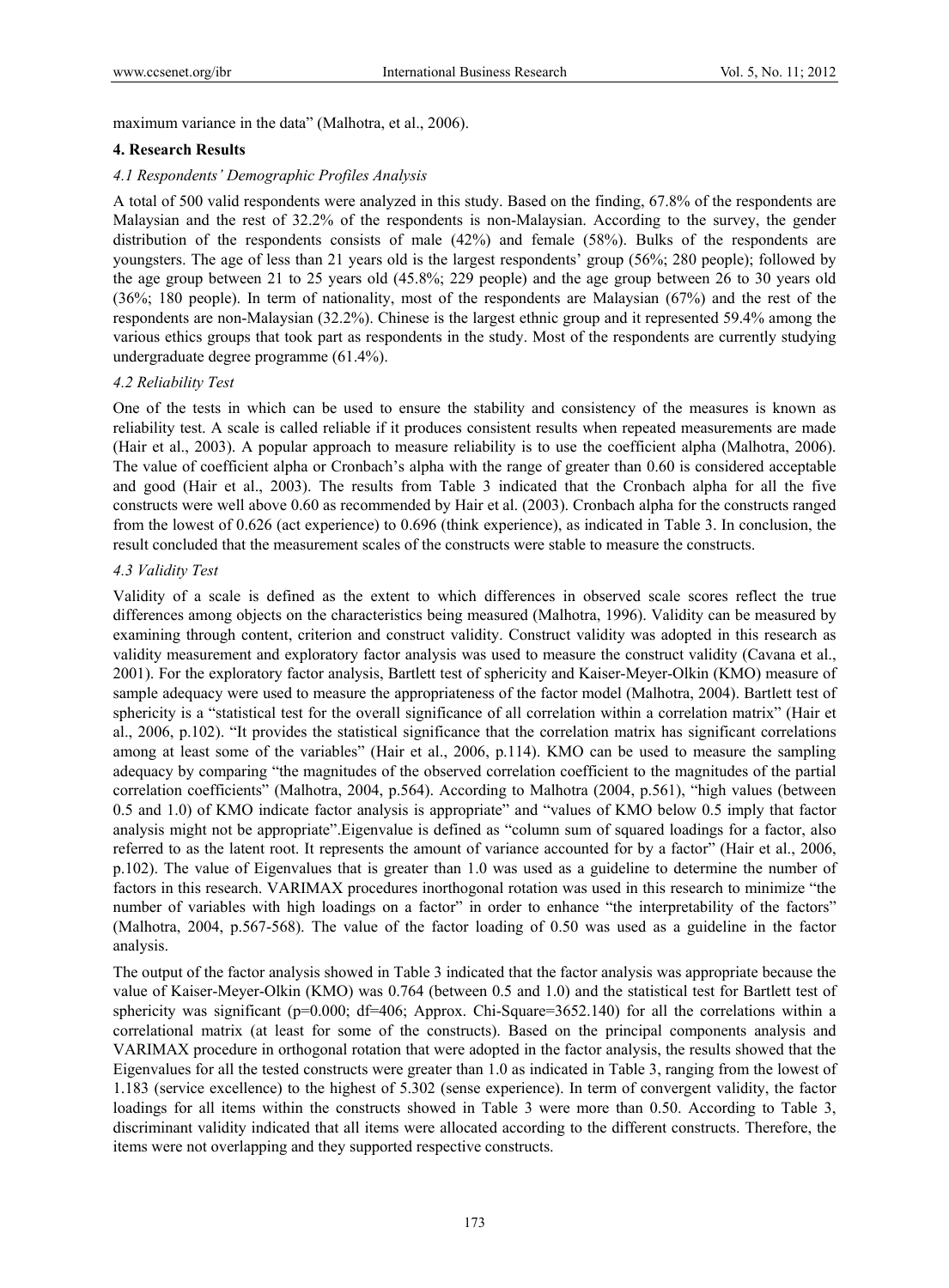maximum variance in the data" (Malhotra, et al., 2006).

## 4. Research Results

### *4.1 Respondents' Demographic Profiles Analysis*

A total of 500 valid respondents were analyzed in this study. Based on the finding, 67.8% of the respondents are Malaysian and the rest of 32.2% of the respondents is non-Malaysian. According to the survey, the gender distribution of the respondents consists of male (42%) and female (58%). Bulks of the respondents are youngsters. The age of less than 21 years old is the largest respondents' group (56%; 280 people); followed by the age group between 21 to 25 years old (45.8%; 229 people) and the age group between 26 to 30 years old (36%; 180 people). In term of nationality, most of the respondents are Malaysian (67%) and the rest of the respondents are non-Malaysian (32.2%). Chinese is the largest ethnic group and it represented 59.4% among the various ethics groups that took part as respondents in the study. Most of the respondents are currently studying undergraduate degree programme (61.4%).

### *4.2 Reliability Test*

One of the tests in which can be used to ensure the stability and consistency of the measures is known as reliability test. A scale is called reliable if it produces consistent results when repeated measurements are made (Hair et al., 2003). A popular approach to measure reliability is to use the coefficient alpha (Malhotra, 2006). The value of coefficient alpha or Cronbach's alpha with the range of greater than 0.60 is considered acceptable and good (Hair et al., 2003). The results from Table 3 indicated that the Cronbach alpha for all the five constructs were well above 0.60 as recommended by Hair et al. (2003). Cronbach alpha for the constructs ranged from the lowest of 0.626 (act experience) to 0.696 (think experience), as indicated in Table 3. In conclusion, the result concluded that the measurement scales of the constructs were stable to measure the constructs.

### *4.3 Validity Test*

Validity of a scale is defined as the extent to which differences in observed scale scores reflect the true differences among objects on the characteristics being measured (Malhotra, 1996). Validity can be measured by examining through content, criterion and construct validity. Construct validity was adopted in this research as validity measurement and exploratory factor analysis was used to measure the construct validity (Cavana et al., 2001). For the exploratory factor analysis, Bartlett test of sphericity and Kaiser-Meyer-Olkin (KMO) measure of sample adequacy were used to measure the appropriateness of the factor model (Malhotra, 2004). Bartlett test of sphericity is a "statistical test for the overall significance of all correlation within a correlation matrix" (Hair et al., 2006, p.102). "It provides the statistical significance that the correlation matrix has significant correlations among at least some of the variables" (Hair et al., 2006, p.114). KMO can be used to measure the sampling adequacy by comparing "the magnitudes of the observed correlation coefficient to the magnitudes of the partial correlation coefficients" (Malhotra, 2004, p.564). According to Malhotra (2004, p.561), "high values (between 0.5 and 1.0) of KMO indicate factor analysis is appropriate" and "values of KMO below 0.5 imply that factor analysis might not be appropriate".Eigenvalue is defined as "column sum of squared loadings for a factor, also referred to as the latent root. It represents the amount of variance accounted for by a factor" (Hair et al., 2006, p.102). The value of Eigenvalues that is greater than 1.0 was used as a guideline to determine the number of factors in this research. VARIMAX procedures inorthogonal rotation was used in this research to minimize "the number of variables with high loadings on a factor" in order to enhance "the interpretability of the factors" (Malhotra, 2004, p.567-568). The value of the factor loading of 0.50 was used as a guideline in the factor analysis.

The output of the factor analysis showed in Table 3 indicated that the factor analysis was appropriate because the value of Kaiser-Meyer-Olkin (KMO) was 0.764 (between 0.5 and 1.0) and the statistical test for Bartlett test of sphericity was significant (p=0.000; df=406; Approx. Chi-Square=3652.140) for all the correlations within a correlational matrix (at least for some of the constructs). Based on the principal components analysis and VARIMAX procedure in orthogonal rotation that were adopted in the factor analysis, the results showed that the Eigenvalues for all the tested constructs were greater than 1.0 as indicated in Table 3, ranging from the lowest of 1.183 (service excellence) to the highest of 5.302 (sense experience). In term of convergent validity, the factor loadings for all items within the constructs showed in Table 3 were more than 0.50. According to Table 3, discriminant validity indicated that all items were allocated according to the different constructs. Therefore, the items were not overlapping and they supported respective constructs.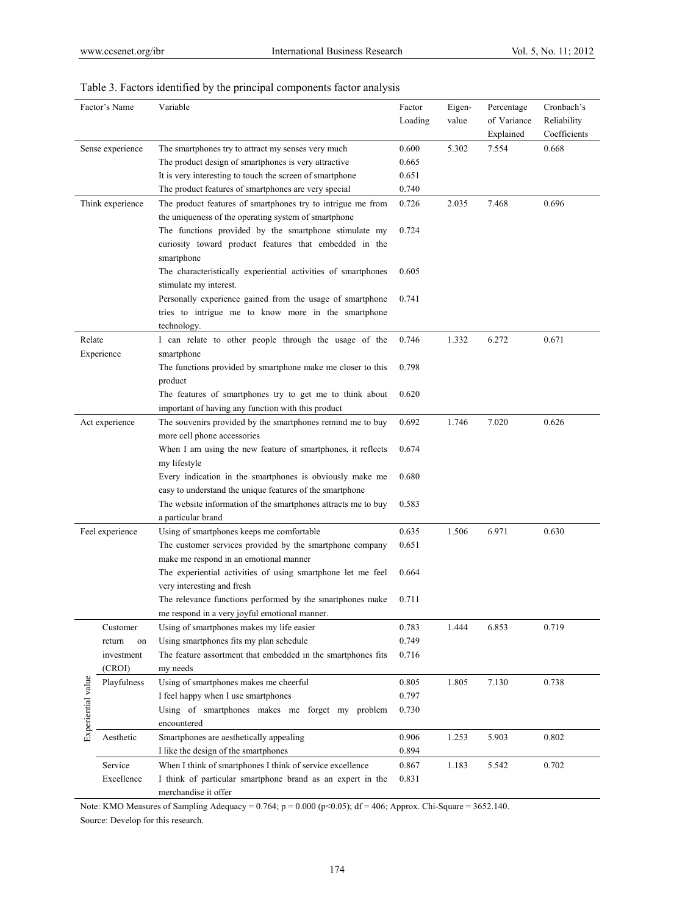Table 3. Factors identified by the principal components factor analysis

| Factor's Name | | Variable | Factor Loading | Eigen-value | Percentage of Variance Explained | Cronbach's Reliability Coefficients |
|---|---|---|---|---|---|---|
| Sense experience | | The smartphones try to attract my senses very much | 0.600 | 5.302 | 7.554 | 0.668 |
| | | The product design of smartphones is very attractive | 0.665 | | | |
| | | It is very interesting to touch the screen of smartphone | 0.651 | | | |
| | | The product features of smartphones are very special | 0.740 | | | |
| Think experience | | The product features of smartphones try to intrigue me from the uniqueness of the operating system of smartphone | 0.726 | 2.035 | 7.468 | 0.696 |
| | | The functions provided by the smartphone stimulate my curiosity toward product features that embedded in the smartphone | 0.724 | | | |
| | | The characteristically experiential activities of smartphones stimulate my interest. | 0.605 | | | |
| | | Personally experience gained from the usage of smartphone tries to intrigue me to know more in the smartphone technology. | 0.741 | | | |
| Relate Experience | | I can relate to other people through the usage of the smartphone | 0.746 | 1.332 | 6.272 | 0.671 |
| | | The functions provided by smartphone make me closer to this product | 0.798 | | | |
| | | The features of smartphones try to get me to think about important of having any function with this product | 0.620 | | | |
| Act experience | | The souvenirs provided by the smartphones remind me to buy more cell phone accessories | 0.692 | 1.746 | 7.020 | 0.626 |
| | | When I am using the new feature of smartphones, it reflects my lifestyle | 0.674 | | | |
| | | Every indication in the smartphones is obviously make me easy to understand the unique features of the smartphone | 0.680 | | | |
| | | The website information of the smartphones attracts me to buy a particular brand | 0.583 | | | |
| Feel experience | | Using of smartphones keeps me comfortable | 0.635 | 1.506 | 6.971 | 0.630 |
| | | The customer services provided by the smartphone company make me respond in an emotional manner | 0.651 | | | |
| | | The experiential activities of using smartphone let me feel very interesting and fresh | 0.664 | | | |
| | | The relevance functions performed by the smartphones make me respond in a very joyful emotional manner. | 0.711 | | | |
| Experiential value | Customer return on investment (CROI) | Using of smartphones makes my life easier | 0.783 | 1.444 | 6.853 | 0.719 |
| | | Using smartphones fits my plan schedule | 0.749 | | | |
| | | The feature assortment that embedded in the smartphones fits my needs | 0.716 | | | |
| | Playfulness | Using of smartphones makes me cheerful | 0.805 | 1.805 | 7.130 | 0.738 |
| | | I feel happy when I use smartphones | 0.797 | | | |
| | | Using of smartphones makes me forget my problem encountered | 0.730 | | | |
| | Aesthetic | Smartphones are aesthetically appealing | 0.906 | 1.253 | 5.903 | 0.802 |
| | | I like the design of the smartphones | 0.894 | | | |
| | Service Excellence | When I think of smartphones I think of service excellence | 0.867 | 1.183 | 5.542 | 0.702 |
| | | I think of particular smartphone brand as an expert in the merchandise it offer | 0.831 | | | |

Note: KMO Measures of Sampling Adequacy = 0.764; p = 0.000 ($p<0.05$); df = 406; Approx. Chi-Square = 3652.140.

Source: Develop for this research.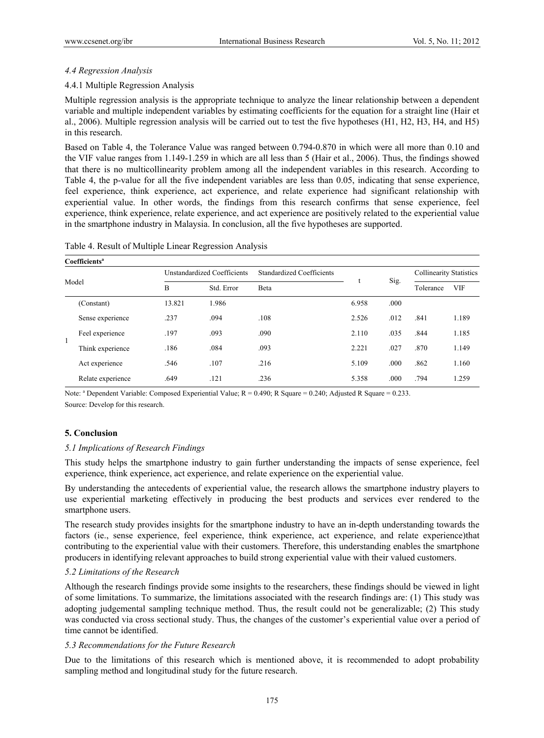### 4.4 Regression Analysis

#### 4.4.1 Multiple Regression Analysis

Multiple regression analysis is the appropriate technique to analyze the linear relationship between a dependent variable and multiple independent variables by estimating coefficients for the equation for a straight line (Hair et al., 2006). Multiple regression analysis will be carried out to test the five hypotheses (H1, H2, H3, H4, and H5) in this research.

Based on Table 4, the Tolerance Value was ranged between 0.794-0.870 in which were all more than 0.10 and the VIF value ranges from 1.149-1.259 in which are all less than 5 (Hair et al., 2006). Thus, the findings showed that there is no multicollinearity problem among all the independent variables in this research. According to Table 4, the p-value for all the five independent variables are less than 0.05, indicating that sense experience, feel experience, think experience, act experience, and relate experience had significant relationship with experiential value. In other words, the findings from this research confirms that sense experience, feel experience, think experience, relate experience, and act experience are positively related to the experiential value in the smartphone industry in Malaysia. In conclusion, all the five hypotheses are supported.

Table 4. Result of Multiple Linear Regression Analysis

**Coefficients[a]**

| Model | | Unstandardized Coefficients | | Standardized Coefficients | t | Sig. | Collinearity Statistics | |
|---|---|---|---|---|---|---|---|---|
| | | B | Std. Error | Beta | | | Tolerance | VIF |
| 1 | (Constant) | 13.821 | 1.986 | | 6.958 | .000 | | |
| | Sense experience | .237 | .094 | .108 | 2.526 | .012 | .841 | 1.189 |
| | Feel experience | .197 | .093 | .090 | 2.110 | .035 | .844 | 1.185 |
| | Think experience | .186 | .084 | .093 | 2.221 | .027 | .870 | 1.149 |
| | Act experience | .546 | .107 | .216 | 5.109 | .000 | .862 | 1.160 |
| | Relate experience | .649 | .121 | .236 | 5.358 | .000 | .794 | 1.259 |

Note: [a] Dependent Variable: Composed Experiential Value; R = 0.490; R Square = 0.240; Adjusted R Square = 0.233.

Source: Develop for this research.

## 5. Conclusion

### 5.1 Implications of Research Findings

This study helps the smartphone industry to gain further understanding the impacts of sense experience, feel experience, think experience, act experience, and relate experience on the experiential value.

By understanding the antecedents of experiential value, the research allows the smartphone industry players to use experiential marketing effectively in producing the best products and services ever rendered to the smartphone users.

The research study provides insights for the smartphone industry to have an in-depth understanding towards the factors (ie., sense experience, feel experience, think experience, act experience, and relate experience)that contributing to the experiential value with their customers. Therefore, this understanding enables the smartphone producers in identifying relevant approaches to build strong experiential value with their valued customers.

### 5.2 Limitations of the Research

Although the research findings provide some insights to the researchers, these findings should be viewed in light of some limitations. To summarize, the limitations associated with the research findings are: (1) This study was adopting judgemental sampling technique method. Thus, the result could not be generalizable; (2) This study was conducted via cross sectional study. Thus, the changes of the customer's experiential value over a period of time cannot be identified.

### 5.3 Recommendations for the Future Research

Due to the limitations of this research which is mentioned above, it is recommended to adopt probability sampling method and longitudinal study for the future research.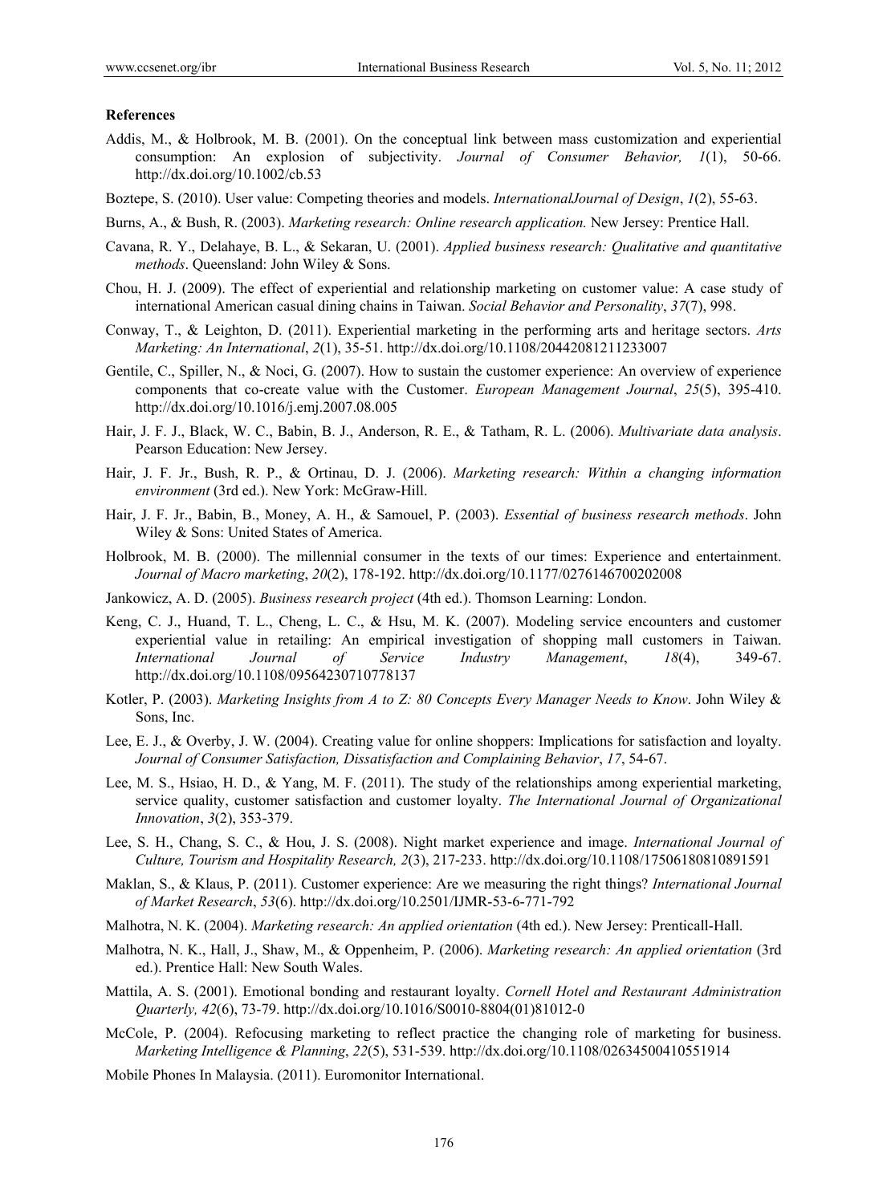**References**

Addis, M., & Holbrook, M. B. (2001). On the conceptual link between mass customization and experiential consumption: An explosion of subjectivity. *Journal of Consumer Behavior, 1*(1), 50-66. http://dx.doi.org/10.1002/cb.53

Boztepe, S. (2010). User value: Competing theories and models. *InternationalJournal of Design*, *1*(2), 55-63.

Burns, A., & Bush, R. (2003). *Marketing research: Online research application.* New Jersey: Prentice Hall.

Cavana, R. Y., Delahaye, B. L., & Sekaran, U. (2001). *Applied business research: Qualitative and quantitative methods*. Queensland: John Wiley & Sons.

Chou, H. J. (2009). The effect of experiential and relationship marketing on customer value: A case study of international American casual dining chains in Taiwan. *Social Behavior and Personality*, *37*(7), 998.

Conway, T., & Leighton, D. (2011). Experiential marketing in the performing arts and heritage sectors. *Arts Marketing: An International*, *2*(1), 35-51. http://dx.doi.org/10.1108/20442081211233007

Gentile, C., Spiller, N., & Noci, G. (2007). How to sustain the customer experience: An overview of experience components that co-create value with the Customer. *European Management Journal*, *25*(5), 395-410. http://dx.doi.org/10.1016/j.emj.2007.08.005

Hair, J. F. J., Black, W. C., Babin, B. J., Anderson, R. E., & Tatham, R. L. (2006). *Multivariate data analysis*. Pearson Education: New Jersey.

Hair, J. F. Jr., Bush, R. P., & Ortinau, D. J. (2006). *Marketing research: Within a changing information environment* (3rd ed.). New York: McGraw-Hill.

Hair, J. F. Jr., Babin, B., Money, A. H., & Samouel, P. (2003). *Essential of business research methods*. John Wiley & Sons: United States of America.

Holbrook, M. B. (2000). The millennial consumer in the texts of our times: Experience and entertainment. *Journal of Macro marketing*, *20*(2), 178-192. http://dx.doi.org/10.1177/0276146700202008

Jankowicz, A. D. (2005). *Business research project* (4th ed.). Thomson Learning: London.

Keng, C. J., Huand, T. L., Cheng, L. C., & Hsu, M. K. (2007). Modeling service encounters and customer experiential value in retailing: An empirical investigation of shopping mall customers in Taiwan. *International Journal of Service Industry Management*, *18*(4), 349-67. http://dx.doi.org/10.1108/09564230710778137

Kotler, P. (2003). *Marketing Insights from A to Z: 80 Concepts Every Manager Needs to Know*. John Wiley & Sons, Inc.

Lee, E. J., & Overby, J. W. (2004). Creating value for online shoppers: Implications for satisfaction and loyalty. *Journal of Consumer Satisfaction, Dissatisfaction and Complaining Behavior*, *17*, 54-67.

Lee, M. S., Hsiao, H. D., & Yang, M. F. (2011). The study of the relationships among experiential marketing, service quality, customer satisfaction and customer loyalty. *The International Journal of Organizational Innovation*, *3*(2), 353-379.

Lee, S. H., Chang, S. C., & Hou, J. S. (2008). Night market experience and image. *International Journal of Culture, Tourism and Hospitality Research, 2*(3), 217-233. http://dx.doi.org/10.1108/17506180810891591

Maklan, S., & Klaus, P. (2011). Customer experience: Are we measuring the right things? *International Journal of Market Research*, *53*(6). http://dx.doi.org/10.2501/IJMR-53-6-771-792

Malhotra, N. K. (2004). *Marketing research: An applied orientation* (4th ed.). New Jersey: Prenticall-Hall.

Malhotra, N. K., Hall, J., Shaw, M., & Oppenheim, P. (2006). *Marketing research: An applied orientation* (3rd ed.). Prentice Hall: New South Wales.

Mattila, A. S. (2001). Emotional bonding and restaurant loyalty. *Cornell Hotel and Restaurant Administration Quarterly, 42*(6), 73-79. http://dx.doi.org/10.1016/S0010-8804(01)81012-0

McCole, P. (2004). Refocusing marketing to reflect practice the changing role of marketing for business. *Marketing Intelligence & Planning*, *22*(5), 531-539. http://dx.doi.org/10.1108/02634500410551914

Mobile Phones In Malaysia. (2011). Euromonitor International.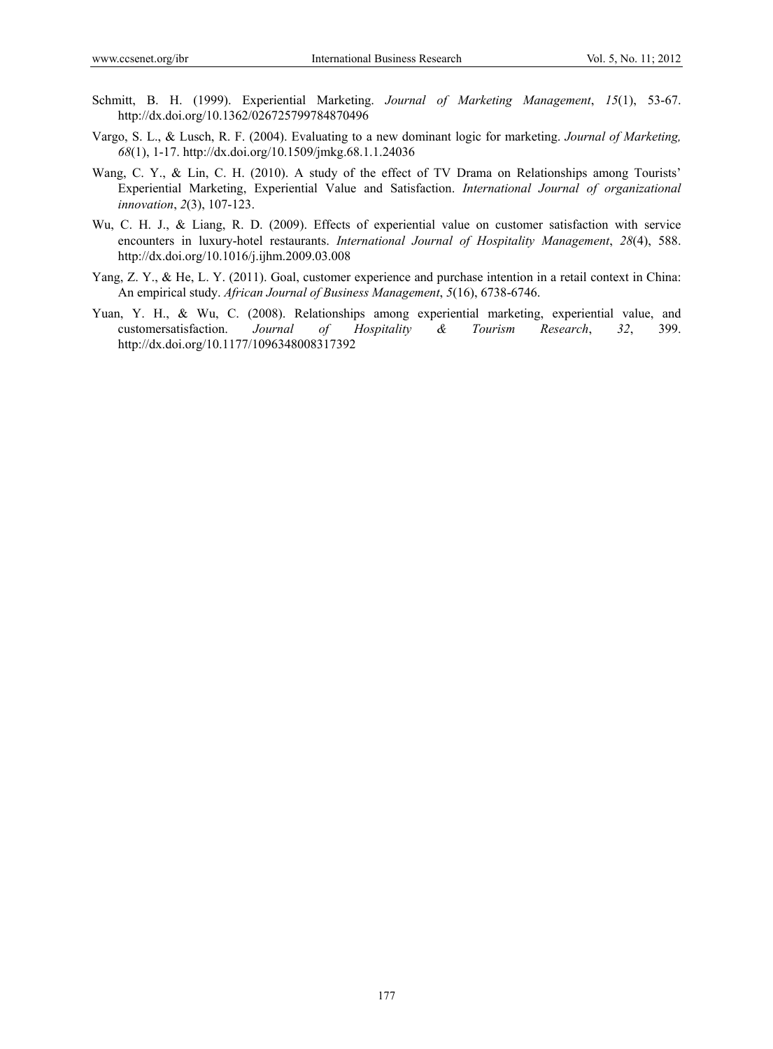Schmitt, B. H. (1999). Experiential Marketing. *Journal of Marketing Management*, *15*(1), 53-67. http://dx.doi.org/10.1362/026725799784870496

Vargo, S. L., & Lusch, R. F. (2004). Evaluating to a new dominant logic for marketing. *Journal of Marketing, 68*(1), 1-17. http://dx.doi.org/10.1509/jmkg.68.1.1.24036

Wang, C. Y., & Lin, C. H. (2010). A study of the effect of TV Drama on Relationships among Tourists' Experiential Marketing, Experiential Value and Satisfaction. *International Journal of organizational innovation*, *2*(3), 107-123.

Wu, C. H. J., & Liang, R. D. (2009). Effects of experiential value on customer satisfaction with service encounters in luxury-hotel restaurants. *International Journal of Hospitality Management*, *28*(4), 588. http://dx.doi.org/10.1016/j.ijhm.2009.03.008

Yang, Z. Y., & He, L. Y. (2011). Goal, customer experience and purchase intention in a retail context in China: An empirical study. *African Journal of Business Management*, *5*(16), 6738-6746.

Yuan, Y. H., & Wu, C. (2008). Relationships among experiential marketing, experiential value, and customersatisfaction. *Journal of Hospitality & Tourism Research*, *32*, 399. http://dx.doi.org/10.1177/1096348008317392